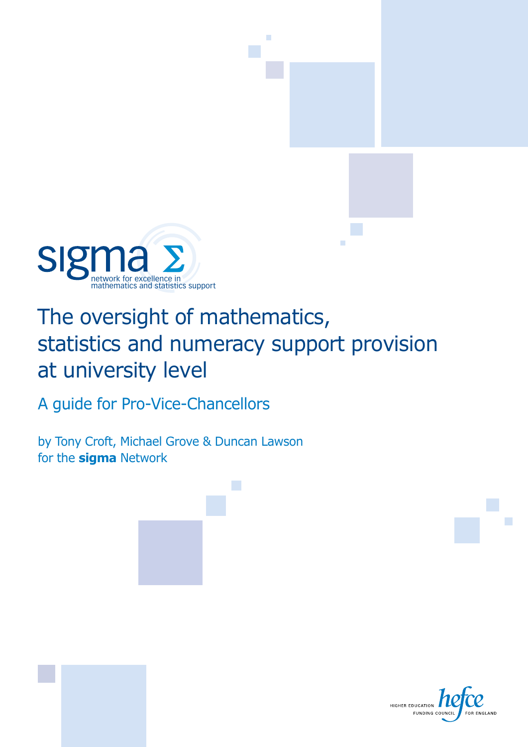sigma Σ

network for excellence in mathematics and statistics support

# The oversight of mathematics, statistics and numeracy support provision at university level

## A guide for Pro-Vice-Chancellors

by Tony Croft, Michael Grove & Duncan Lawson
for the **sigma** Network

HIGHER EDUCATION FUNDING COUNCIL FOR ENGLAND hefce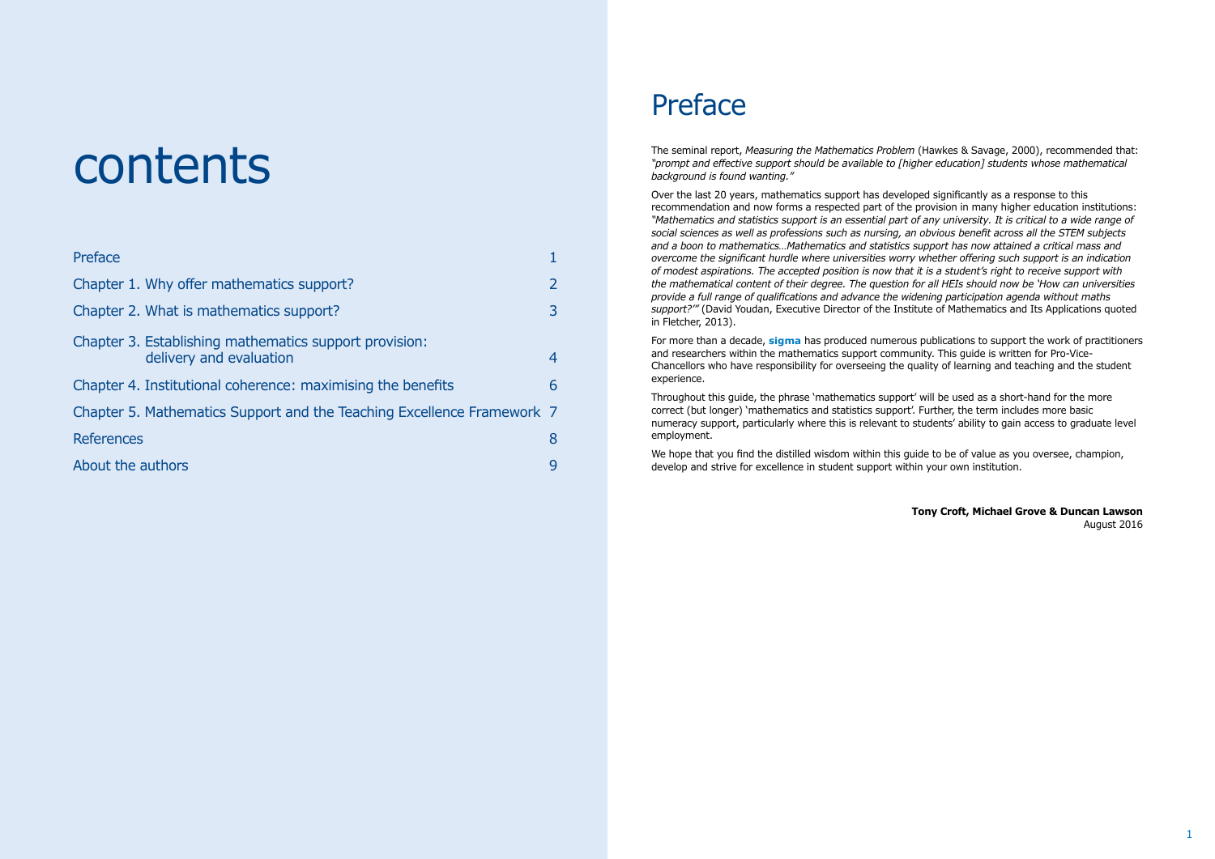# contents

| | |
|---|---|
| Preface | 1 |
| Chapter 1. Why offer mathematics support? | 2 |
| Chapter 2. What is mathematics support? | 3 |
| Chapter 3. Establishing mathematics support provision: delivery and evaluation | 4 |
| Chapter 4. Institutional coherence: maximising the benefits | 6 |
| Chapter 5. Mathematics Support and the Teaching Excellence Framework | 7 |
| References | 8 |
| About the authors | 9 |

# Preface

The seminal report, *Measuring the Mathematics Problem* (Hawkes & Savage, 2000), recommended that: *"prompt and effective support should be available to [higher education] students whose mathematical background is found wanting."*

Over the last 20 years, mathematics support has developed significantly as a response to this recommendation and now forms a respected part of the provision in many higher education institutions: *"Mathematics and statistics support is an essential part of any university. It is critical to a wide range of social sciences as well as professions such as nursing, an obvious benefit across all the STEM subjects and a boon to mathematics…Mathematics and statistics support has now attained a critical mass and overcome the significant hurdle where universities worry whether offering such support is an indication of modest aspirations. The accepted position is now that it is a student's right to receive support with the mathematical content of their degree. The question for all HEIs should now be 'How can universities provide a full range of qualifications and advance the widening participation agenda without maths support?'"* (David Youdan, Executive Director of the Institute of Mathematics and Its Applications quoted in Fletcher, 2013).

For more than a decade, **sigma** has produced numerous publications to support the work of practitioners and researchers within the mathematics support community. This guide is written for Pro-Vice-Chancellors who have responsibility for overseeing the quality of learning and teaching and the student experience.

Throughout this guide, the phrase 'mathematics support' will be used as a short-hand for the more correct (but longer) 'mathematics and statistics support'. Further, the term includes more basic numeracy support, particularly where this is relevant to students' ability to gain access to graduate level employment.

We hope that you find the distilled wisdom within this guide to be of value as you oversee, champion, develop and strive for excellence in student support within your own institution.

**Tony Croft, Michael Grove & Duncan Lawson**
August 2016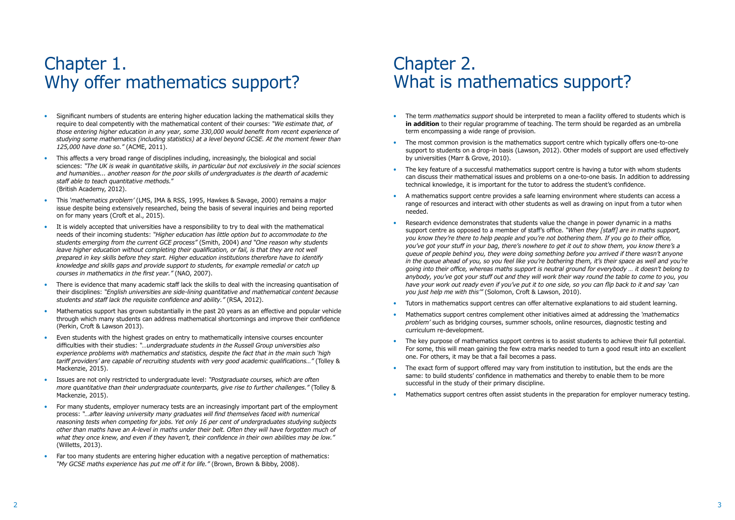# Chapter 1. Why offer mathematics support?

- Significant numbers of students are entering higher education lacking the mathematical skills they require to deal competently with the mathematical content of their courses: *"We estimate that, of those entering higher education in any year, some 330,000 would benefit from recent experience of studying some mathematics (including statistics) at a level beyond GCSE. At the moment fewer than 125,000 have done so."* (ACME, 2011).
- This affects a very broad range of disciplines including, increasingly, the biological and social sciences: *"The UK is weak in quantitative skills, in particular but not exclusively in the social sciences and humanities... another reason for the poor skills of undergraduates is the dearth of academic staff able to teach quantitative methods."* (British Academy, 2012).
- This *'mathematics problem'* (LMS, IMA & RSS, 1995, Hawkes & Savage, 2000) remains a major issue despite being extensively researched, being the basis of several inquiries and being reported on for many years (Croft et al., 2015).
- It is widely accepted that universities have a responsibility to try to deal with the mathematical needs of their incoming students: *"Higher education has little option but to accommodate to the students emerging from the current GCE process"* (Smith, 2004) *and "One reason why students leave higher education without completing their qualification, or fail, is that they are not well prepared in key skills before they start. Higher education institutions therefore have to identify knowledge and skills gaps and provide support to students, for example remedial or catch up courses in mathematics in the first year."* (NAO, 2007).
- There is evidence that many academic staff lack the skills to deal with the increasing quantisation of their disciplines: *"English universities are side-lining quantitative and mathematical content because students and staff lack the requisite confidence and ability."* (RSA, 2012).
- Mathematics support has grown substantially in the past 20 years as an effective and popular vehicle through which many students can address mathematical shortcomings and improve their confidence (Perkin, Croft & Lawson 2013).
- Even students with the highest grades on entry to mathematically intensive courses encounter difficulties with their studies: *"…undergraduate students in the Russell Group universities also experience problems with mathematics and statistics, despite the fact that in the main such 'high tariff providers' are capable of recruiting students with very good academic qualifications…"* (Tolley & Mackenzie, 2015).
- Issues are not only restricted to undergraduate level: *"Postgraduate courses, which are often more quantitative than their undergraduate counterparts, give rise to further challenges."* (Tolley & Mackenzie, 2015).
- For many students, employer numeracy tests are an increasingly important part of the employment process: *"…after leaving university many graduates will find themselves faced with numerical reasoning tests when competing for jobs. Yet only 16 per cent of undergraduates studying subjects other than maths have an A-level in maths under their belt. Often they will have forgotten much of what they once knew, and even if they haven't, their confidence in their own abilities may be low."* (Willetts, 2013).
- Far too many students are entering higher education with a negative perception of mathematics: *"My GCSE maths experience has put me off it for life."* (Brown, Brown & Bibby, 2008).

# Chapter 2. What is mathematics support?

- The term *mathematics support* should be interpreted to mean a facility offered to students which is **in addition** to their regular programme of teaching. The term should be regarded as an umbrella term encompassing a wide range of provision.
- The most common provision is the mathematics support centre which typically offers one-to-one support to students on a drop-in basis (Lawson, 2012). Other models of support are used effectively by universities (Marr & Grove, 2010).
- The key feature of a successful mathematics support centre is having a tutor with whom students can discuss their mathematical issues and problems on a one-to-one basis. In addition to addressing technical knowledge, it is important for the tutor to address the student's confidence.
- A mathematics support centre provides a safe learning environment where students can access a range of resources and interact with other students as well as drawing on input from a tutor when needed.
- Research evidence demonstrates that students value the change in power dynamic in a maths support centre as opposed to a member of staff's office. *"When they [staff] are in maths support, you know they're there to help people and you're not bothering them. If you go to their office, you've got your stuff in your bag, there's nowhere to get it out to show them, you know there's a queue of people behind you, they were doing something before you arrived if there wasn't anyone in the queue ahead of you, so you feel like you're bothering them, it's their space as well and you're going into their office, whereas maths support is neutral ground for everybody … it doesn't belong to anybody, you've got your stuff out and they will work their way round the table to come to you, you have your work out ready even if you've put it to one side, so you can flip back to it and say 'can you just help me with this'"* (Solomon, Croft & Lawson, 2010).
- Tutors in mathematics support centres can offer alternative explanations to aid student learning.
- Mathematics support centres complement other initiatives aimed at addressing the *'mathematics problem'* such as bridging courses, summer schools, online resources, diagnostic testing and curriculum re-development.
- The key purpose of mathematics support centres is to assist students to achieve their full potential. For some, this will mean gaining the few extra marks needed to turn a good result into an excellent one. For others, it may be that a fail becomes a pass.
- The exact form of support offered may vary from institution to institution, but the ends are the same: to build students' confidence in mathematics and thereby to enable them to be more successful in the study of their primary discipline.
- Mathematics support centres often assist students in the preparation for employer numeracy testing.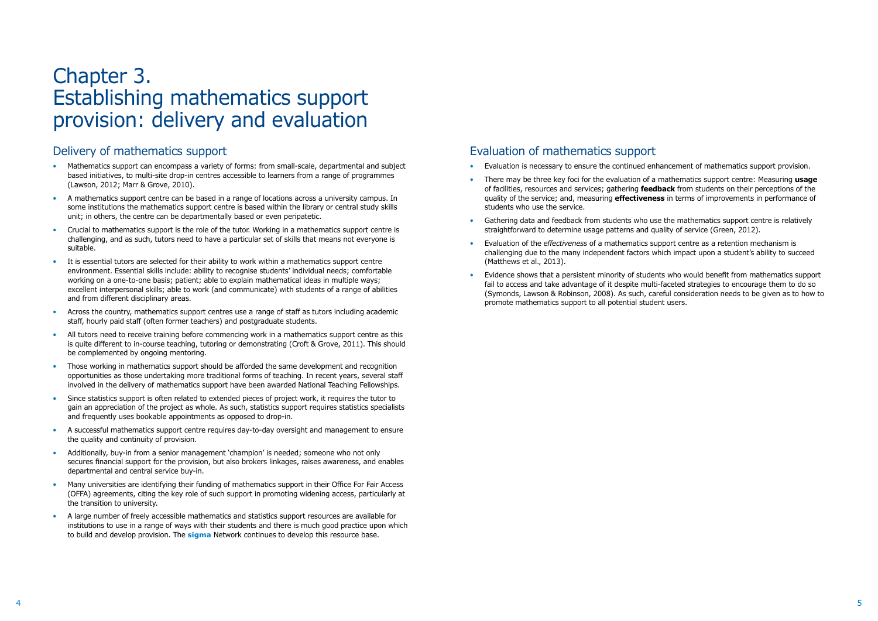# Chapter 3. Establishing mathematics support provision: delivery and evaluation

## Delivery of mathematics support

- Mathematics support can encompass a variety of forms: from small-scale, departmental and subject based initiatives, to multi-site drop-in centres accessible to learners from a range of programmes (Lawson, 2012; Marr & Grove, 2010).
- A mathematics support centre can be based in a range of locations across a university campus. In some institutions the mathematics support centre is based within the library or central study skills unit; in others, the centre can be departmentally based or even peripatetic.
- Crucial to mathematics support is the role of the tutor. Working in a mathematics support centre is challenging, and as such, tutors need to have a particular set of skills that means not everyone is suitable.
- It is essential tutors are selected for their ability to work within a mathematics support centre environment. Essential skills include: ability to recognise students' individual needs; comfortable working on a one-to-one basis; patient; able to explain mathematical ideas in multiple ways; excellent interpersonal skills; able to work (and communicate) with students of a range of abilities and from different disciplinary areas.
- Across the country, mathematics support centres use a range of staff as tutors including academic staff, hourly paid staff (often former teachers) and postgraduate students.
- All tutors need to receive training before commencing work in a mathematics support centre as this is quite different to in-course teaching, tutoring or demonstrating (Croft & Grove, 2011). This should be complemented by ongoing mentoring.
- Those working in mathematics support should be afforded the same development and recognition opportunities as those undertaking more traditional forms of teaching. In recent years, several staff involved in the delivery of mathematics support have been awarded National Teaching Fellowships.
- Since statistics support is often related to extended pieces of project work, it requires the tutor to gain an appreciation of the project as whole. As such, statistics support requires statistics specialists and frequently uses bookable appointments as opposed to drop-in.
- A successful mathematics support centre requires day-to-day oversight and management to ensure the quality and continuity of provision.
- Additionally, buy-in from a senior management 'champion' is needed; someone who not only secures financial support for the provision, but also brokers linkages, raises awareness, and enables departmental and central service buy-in.
- Many universities are identifying their funding of mathematics support in their Office For Fair Access (OFFA) agreements, citing the key role of such support in promoting widening access, particularly at the transition to university.
- A large number of freely accessible mathematics and statistics support resources are available for institutions to use in a range of ways with their students and there is much good practice upon which to build and develop provision. The **sigma** Network continues to develop this resource base.

## Evaluation of mathematics support

- Evaluation is necessary to ensure the continued enhancement of mathematics support provision.
- There may be three key foci for the evaluation of a mathematics support centre: Measuring **usage** of facilities, resources and services; gathering **feedback** from students on their perceptions of the quality of the service; and, measuring **effectiveness** in terms of improvements in performance of students who use the service.
- Gathering data and feedback from students who use the mathematics support centre is relatively straightforward to determine usage patterns and quality of service (Green, 2012).
- Evaluation of the *effectiveness* of a mathematics support centre as a retention mechanism is challenging due to the many independent factors which impact upon a student's ability to succeed (Matthews et al., 2013).
- Evidence shows that a persistent minority of students who would benefit from mathematics support fail to access and take advantage of it despite multi-faceted strategies to encourage them to do so (Symonds, Lawson & Robinson, 2008). As such, careful consideration needs to be given as to how to promote mathematics support to all potential student users.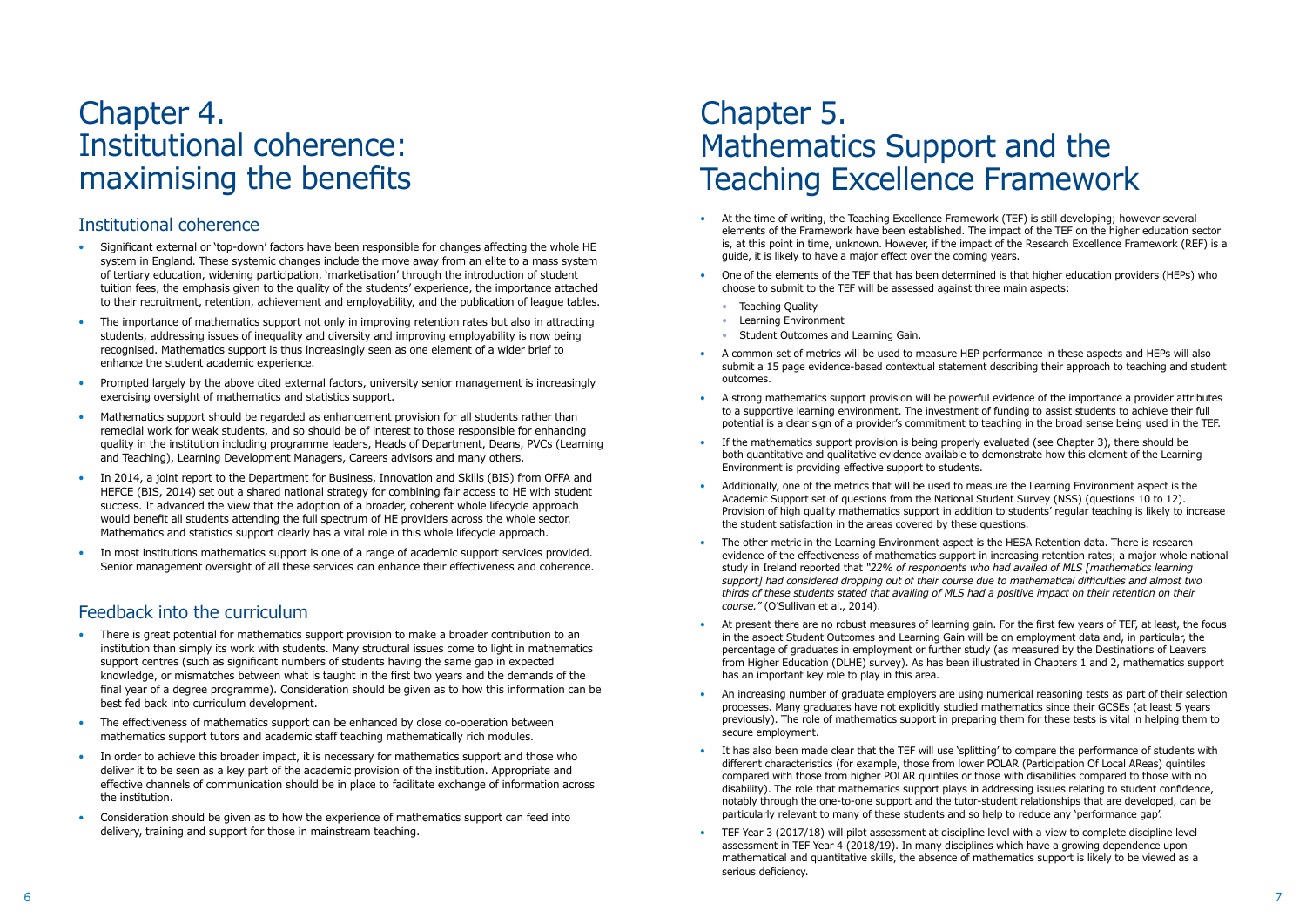# Chapter 4. Institutional coherence: maximising the benefits

## Institutional coherence

- Significant external or 'top-down' factors have been responsible for changes affecting the whole HE system in England. These systemic changes include the move away from an elite to a mass system of tertiary education, widening participation, 'marketisation' through the introduction of student tuition fees, the emphasis given to the quality of the students' experience, the importance attached to their recruitment, retention, achievement and employability, and the publication of league tables.
- The importance of mathematics support not only in improving retention rates but also in attracting students, addressing issues of inequality and diversity and improving employability is now being recognised. Mathematics support is thus increasingly seen as one element of a wider brief to enhance the student academic experience.
- Prompted largely by the above cited external factors, university senior management is increasingly exercising oversight of mathematics and statistics support.
- Mathematics support should be regarded as enhancement provision for all students rather than remedial work for weak students, and so should be of interest to those responsible for enhancing quality in the institution including programme leaders, Heads of Department, Deans, PVCs (Learning and Teaching), Learning Development Managers, Careers advisors and many others.
- In 2014, a joint report to the Department for Business, Innovation and Skills (BIS) from OFFA and HEFCE (BIS, 2014) set out a shared national strategy for combining fair access to HE with student success. It advanced the view that the adoption of a broader, coherent whole lifecycle approach would benefit all students attending the full spectrum of HE providers across the whole sector. Mathematics and statistics support clearly has a vital role in this whole lifecycle approach.
- In most institutions mathematics support is one of a range of academic support services provided. Senior management oversight of all these services can enhance their effectiveness and coherence.

## Feedback into the curriculum

- There is great potential for mathematics support provision to make a broader contribution to an institution than simply its work with students. Many structural issues come to light in mathematics support centres (such as significant numbers of students having the same gap in expected knowledge, or mismatches between what is taught in the first two years and the demands of the final year of a degree programme). Consideration should be given as to how this information can be best fed back into curriculum development.
- The effectiveness of mathematics support can be enhanced by close co-operation between mathematics support tutors and academic staff teaching mathematically rich modules.
- In order to achieve this broader impact, it is necessary for mathematics support and those who deliver it to be seen as a key part of the academic provision of the institution. Appropriate and effective channels of communication should be in place to facilitate exchange of information across the institution.
- Consideration should be given as to how the experience of mathematics support can feed into delivery, training and support for those in mainstream teaching.

# Chapter 5. Mathematics Support and the Teaching Excellence Framework

- At the time of writing, the Teaching Excellence Framework (TEF) is still developing; however several elements of the Framework have been established. The impact of the TEF on the higher education sector is, at this point in time, unknown. However, if the impact of the Research Excellence Framework (REF) is a guide, it is likely to have a major effect over the coming years.
- One of the elements of the TEF that has been determined is that higher education providers (HEPs) who choose to submit to the TEF will be assessed against three main aspects:
  - Teaching Quality
  - Learning Environment
  - Student Outcomes and Learning Gain.
- A common set of metrics will be used to measure HEP performance in these aspects and HEPs will also submit a 15 page evidence-based contextual statement describing their approach to teaching and student outcomes.
- A strong mathematics support provision will be powerful evidence of the importance a provider attributes to a supportive learning environment. The investment of funding to assist students to achieve their full potential is a clear sign of a provider's commitment to teaching in the broad sense being used in the TEF.
- If the mathematics support provision is being properly evaluated (see Chapter 3), there should be both quantitative and qualitative evidence available to demonstrate how this element of the Learning Environment is providing effective support to students.
- Additionally, one of the metrics that will be used to measure the Learning Environment aspect is the Academic Support set of questions from the National Student Survey (NSS) (questions 10 to 12). Provision of high quality mathematics support in addition to students' regular teaching is likely to increase the student satisfaction in the areas covered by these questions.
- The other metric in the Learning Environment aspect is the HESA Retention data. There is research evidence of the effectiveness of mathematics support in increasing retention rates; a major whole national study in Ireland reported that *"22% of respondents who had availed of MLS [mathematics learning support] had considered dropping out of their course due to mathematical difficulties and almost two thirds of these students stated that availing of MLS had a positive impact on their retention on their course."* (O'Sullivan et al., 2014).
- At present there are no robust measures of learning gain. For the first few years of TEF, at least, the focus in the aspect Student Outcomes and Learning Gain will be on employment data and, in particular, the percentage of graduates in employment or further study (as measured by the Destinations of Leavers from Higher Education (DLHE) survey). As has been illustrated in Chapters 1 and 2, mathematics support has an important key role to play in this area.
- An increasing number of graduate employers are using numerical reasoning tests as part of their selection processes. Many graduates have not explicitly studied mathematics since their GCSEs (at least 5 years previously). The role of mathematics support in preparing them for these tests is vital in helping them to secure employment.
- It has also been made clear that the TEF will use 'splitting' to compare the performance of students with different characteristics (for example, those from lower POLAR (Participation Of Local AReas) quintiles compared with those from higher POLAR quintiles or those with disabilities compared to those with no disability). The role that mathematics support plays in addressing issues relating to student confidence, notably through the one-to-one support and the tutor-student relationships that are developed, can be particularly relevant to many of these students and so help to reduce any 'performance gap'.
- TEF Year 3 (2017/18) will pilot assessment at discipline level with a view to complete discipline level assessment in TEF Year 4 (2018/19). In many disciplines which have a growing dependence upon mathematical and quantitative skills, the absence of mathematics support is likely to be viewed as a serious deficiency.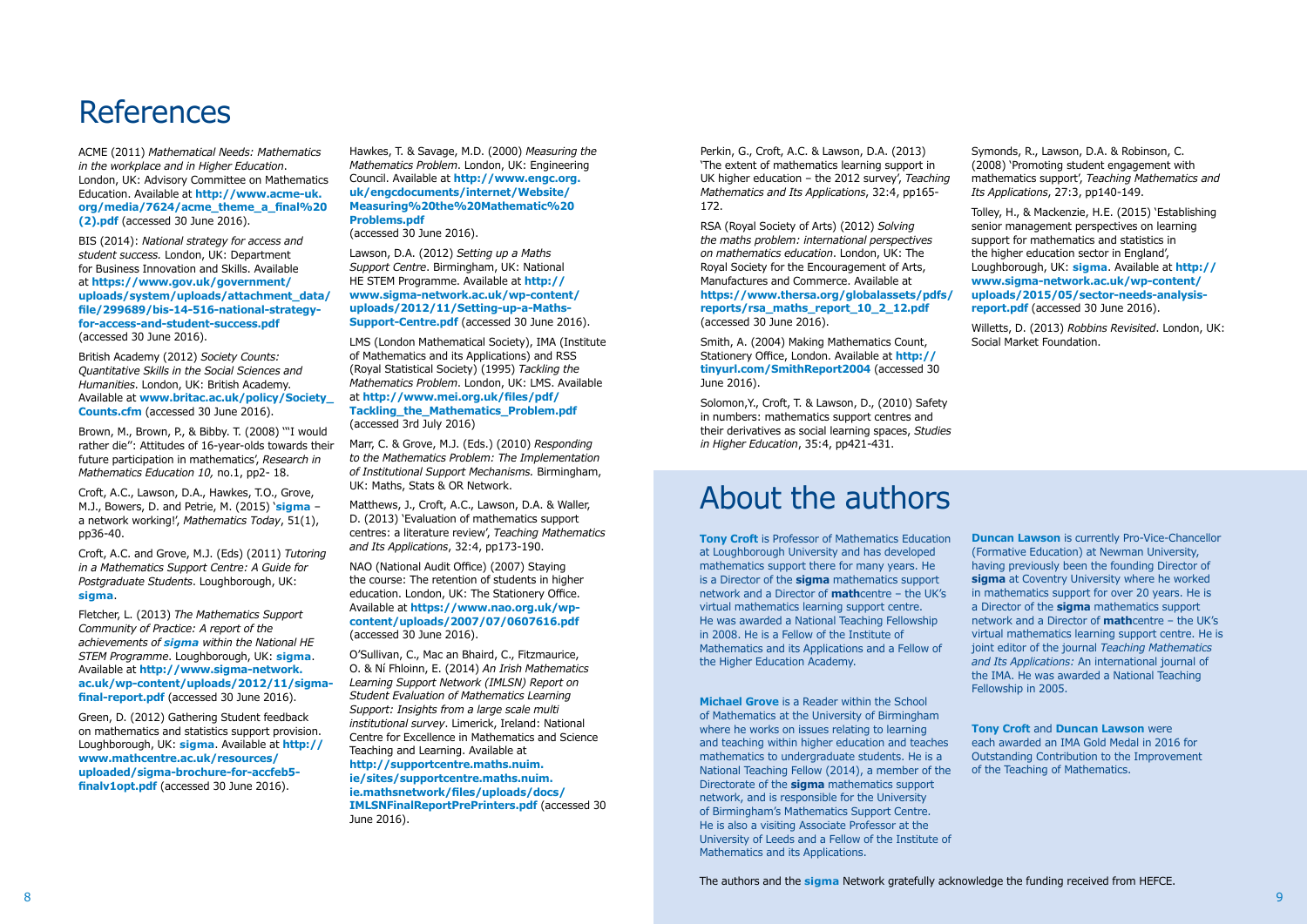# References

ACME (2011) *Mathematical Needs: Mathematics in the workplace and in Higher Education*. London, UK: Advisory Committee on Mathematics Education. Available at **http://www.acme-uk.org/media/7624/acme_theme_a_final%20(2).pdf** (accessed 30 June 2016).

BIS (2014): *National strategy for access and student success.* London, UK: Department for Business Innovation and Skills. Available at **https://www.gov.uk/government/uploads/system/uploads/attachment_data/file/299689/bis-14-516-national-strategy-for-access-and-student-success.pdf** (accessed 30 June 2016).

British Academy (2012) *Society Counts: Quantitative Skills in the Social Sciences and Humanities*. London, UK: British Academy. Available at **www.britac.ac.uk/policy/Society_Counts.cfm** (accessed 30 June 2016).

Brown, M., Brown, P., & Bibby. T. (2008) '"I would rather die'': Attitudes of 16-year-olds towards their future participation in mathematics', *Research in Mathematics Education 10,* no.1, pp2- 18.

Croft, A.C., Lawson, D.A., Hawkes, T.O., Grove, M.J., Bowers, D. and Petrie, M. (2015) '**sigma** – a network working!', *Mathematics Today*, 51(1), pp36-40.

Croft, A.C. and Grove, M.J. (Eds) (2011) *Tutoring in a Mathematics Support Centre: A Guide for Postgraduate Students*. Loughborough, UK: **sigma**.

Fletcher, L. (2013) *The Mathematics Support Community of Practice: A report of the achievements of **sigma** within the National HE STEM Programme*. Loughborough, UK: **sigma**. Available at **http://www.sigma-network.ac.uk/wp-content/uploads/2012/11/sigma-final-report.pdf** (accessed 30 June 2016).

Green, D. (2012) Gathering Student feedback on mathematics and statistics support provision. Loughborough, UK: **sigma**. Available at **http://www.mathcentre.ac.uk/resources/uploaded/sigma-brochure-for-accfeb5-finalv1opt.pdf** (accessed 30 June 2016).

Hawkes, T. & Savage, M.D. (2000) *Measuring the Mathematics Problem*. London, UK: Engineering Council. Available at **http://www.engc.org.uk/engcdocuments/internet/Website/Measuring%20the%20Mathematic%20Problems.pdf** (accessed 30 June 2016).

Lawson, D.A. (2012) *Setting up a Maths Support Centre*. Birmingham, UK: National HE STEM Programme. Available at **http://www.sigma-network.ac.uk/wp-content/uploads/2012/11/Setting-up-a-Maths-Support-Centre.pdf** (accessed 30 June 2016).

LMS (London Mathematical Society), IMA (Institute of Mathematics and its Applications) and RSS (Royal Statistical Society) (1995) *Tackling the Mathematics Problem*. London, UK: LMS. Available at **http://www.mei.org.uk/files/pdf/Tackling_the_Mathematics_Problem.pdf** (accessed 3rd July 2016)

Marr, C. & Grove, M.J. (Eds.) (2010) *Responding to the Mathematics Problem: The Implementation of Institutional Support Mechanisms.* Birmingham, UK: Maths, Stats & OR Network.

Matthews, J., Croft, A.C., Lawson, D.A. & Waller, D. (2013) 'Evaluation of mathematics support centres: a literature review', *Teaching Mathematics and Its Applications*, 32:4, pp173-190.

NAO (National Audit Office) (2007) Staying the course: The retention of students in higher education. London, UK: The Stationery Office. Available at **https://www.nao.org.uk/wp-content/uploads/2007/07/0607616.pdf** (accessed 30 June 2016).

O'Sullivan, C., Mac an Bhaird, C., Fitzmaurice, O. & Ní Fhloinn, E. (2014) *An Irish Mathematics Learning Support Network (IMLSN) Report on Student Evaluation of Mathematics Learning Support: Insights from a large scale multi institutional survey*. Limerick, Ireland: National Centre for Excellence in Mathematics and Science Teaching and Learning. Available at **http://supportcentre.maths.nuim.ie/sites/supportcentre.maths.nuim.ie.mathsnetwork/files/uploads/docs/IMLSNFinalReportPrePrinters.pdf** (accessed 30 June 2016).

Perkin, G., Croft, A.C. & Lawson, D.A. (2013) 'The extent of mathematics learning support in UK higher education – the 2012 survey', *Teaching Mathematics and Its Applications*, 32:4, pp165-172.

RSA (Royal Society of Arts) (2012) *Solving the maths problem: international perspectives on mathematics education*. London, UK: The Royal Society for the Encouragement of Arts, Manufactures and Commerce. Available at **https://www.thersa.org/globalassets/pdfs/reports/rsa_maths_report_10_2_12.pdf** (accessed 30 June 2016).

Smith, A. (2004) Making Mathematics Count, Stationery Office, London. Available at **http://tinyurl.com/SmithReport2004** (accessed 30 June 2016).

Solomon,Y., Croft, T. & Lawson, D., (2010) Safety in numbers: mathematics support centres and their derivatives as social learning spaces, *Studies in Higher Education*, 35:4, pp421-431.

Symonds, R., Lawson, D.A. & Robinson, C. (2008) 'Promoting student engagement with mathematics support', *Teaching Mathematics and Its Applications*, 27:3, pp140-149.

Tolley, H., & Mackenzie, H.E. (2015) 'Establishing senior management perspectives on learning support for mathematics and statistics in the higher education sector in England', Loughborough, UK: **sigma**. Available at **http://www.sigma-network.ac.uk/wp-content/uploads/2015/05/sector-needs-analysis-report.pdf** (accessed 30 June 2016).

Willetts, D. (2013) *Robbins Revisited*. London, UK: Social Market Foundation.

# About the authors

**Tony Croft** is Professor of Mathematics Education at Loughborough University and has developed mathematics support there for many years. He is a Director of the **sigma** mathematics support network and a Director of **math**centre – the UK's virtual mathematics learning support centre. He was awarded a National Teaching Fellowship in 2008. He is a Fellow of the Institute of Mathematics and its Applications and a Fellow of the Higher Education Academy.

**Michael Grove** is a Reader within the School of Mathematics at the University of Birmingham where he works on issues relating to learning and teaching within higher education and teaches mathematics to undergraduate students. He is a National Teaching Fellow (2014), a member of the Directorate of the **sigma** mathematics support network, and is responsible for the University of Birmingham's Mathematics Support Centre. He is also a visiting Associate Professor at the University of Leeds and a Fellow of the Institute of Mathematics and its Applications.

**Duncan Lawson** is currently Pro-Vice-Chancellor (Formative Education) at Newman University, having previously been the founding Director of **sigma** at Coventry University where he worked in mathematics support for over 20 years. He is a Director of the **sigma** mathematics support network and a Director of **math**centre – the UK's virtual mathematics learning support centre. He is joint editor of the journal *Teaching Mathematics and Its Applications:* An international journal of the IMA. He was awarded a National Teaching Fellowship in 2005.

**Tony Croft** and **Duncan Lawson** were each awarded an IMA Gold Medal in 2016 for Outstanding Contribution to the Improvement of the Teaching of Mathematics.

The authors and the **sigma** Network gratefully acknowledge the funding received from HEFCE.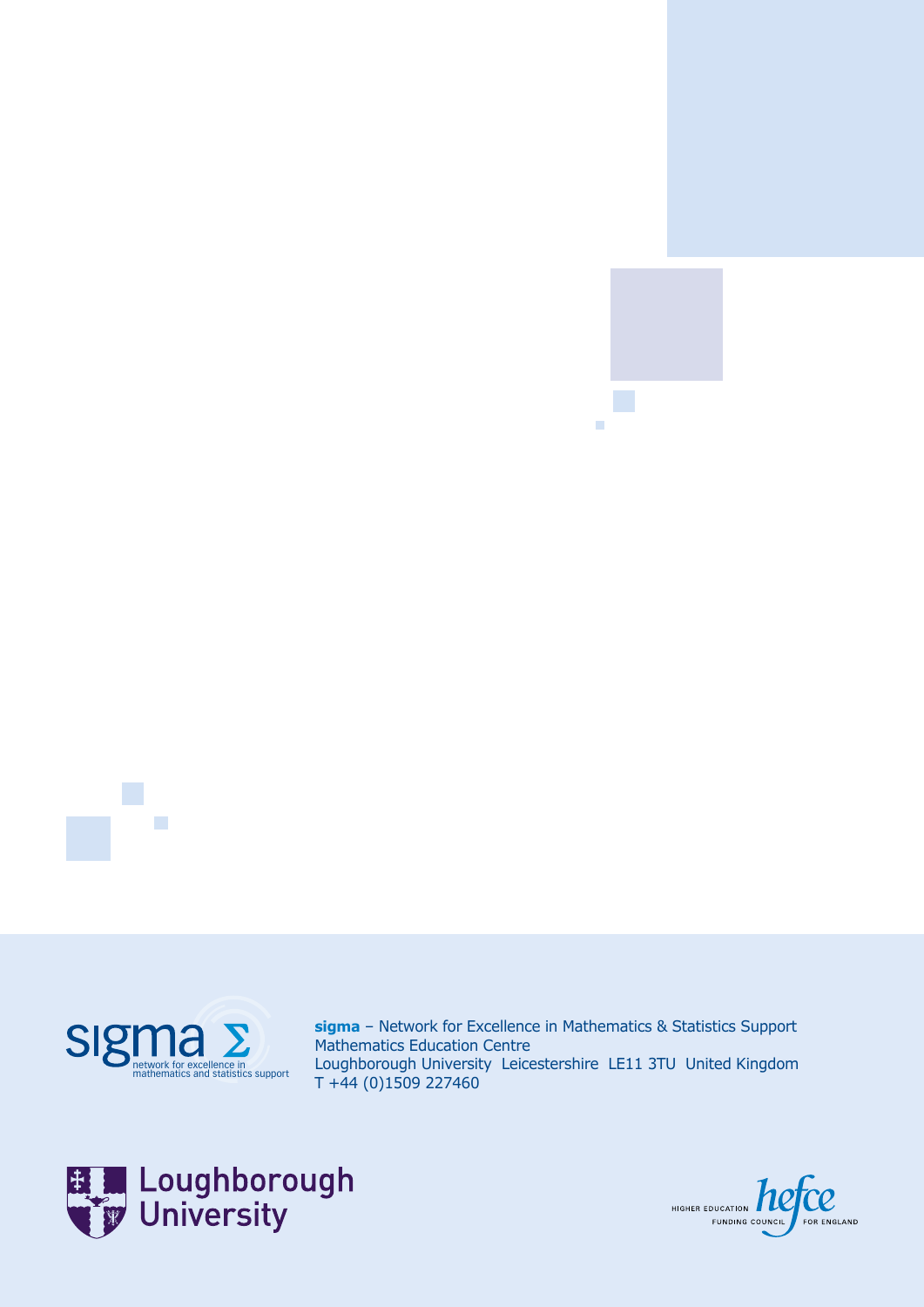**sigma** – Network for Excellence in Mathematics & Statistics Support
Mathematics Education Centre
Loughborough University Leicestershire LE11 3TU United Kingdom
T +44 (0)1509 227460